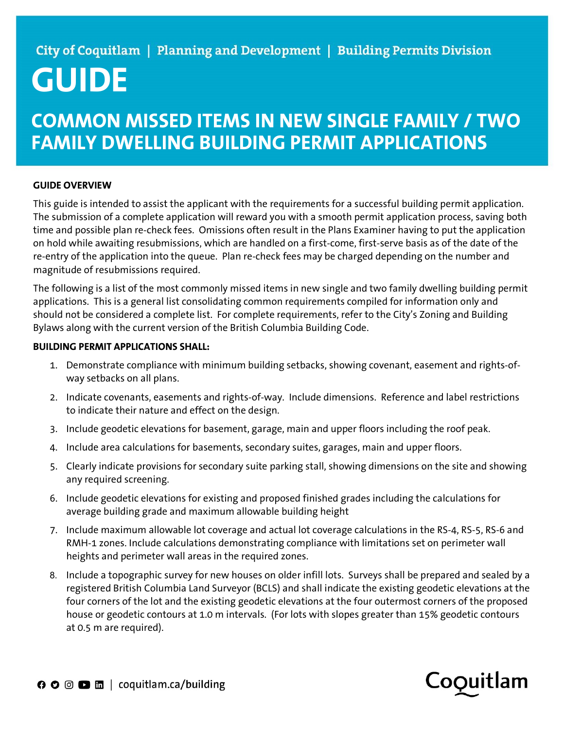City of Coquitlam | Planning and Development | Building Permits Division

# GUIDE

## COMMON MISSED ITEMS IN NEW SINGLE FAMILY / TWO FAMILY DWELLING BUILDING PERMIT APPLICATIONS

**GUIDE OVERVIEW**

This guide is intended to assist the applicant with the requirements for a successful building permit application. The submission of a complete application will reward you with a smooth permit application process, saving both time and possible plan re-check fees. Omissions often result in the Plans Examiner having to put the application on hold while awaiting resubmissions, which are handled on a first-come, first-serve basis as of the date of the re-entry of the application into the queue. Plan re-check fees may be charged depending on the number and magnitude of resubmissions required.

The following is a list of the most commonly missed items in new single and two family dwelling building permit applications. This is a general list consolidating common requirements compiled for information only and should not be considered a complete list. For complete requirements, refer to the City's Zoning and Building Bylaws along with the current version of the British Columbia Building Code.

**BUILDING PERMIT APPLICATIONS SHALL:**

1. Demonstrate compliance with minimum building setbacks, showing covenant, easement and rights-of-way setbacks on all plans.
2. Indicate covenants, easements and rights-of-way. Include dimensions. Reference and label restrictions to indicate their nature and effect on the design.
3. Include geodetic elevations for basement, garage, main and upper floors including the roof peak.
4. Include area calculations for basements, secondary suites, garages, main and upper floors.
5. Clearly indicate provisions for secondary suite parking stall, showing dimensions on the site and showing any required screening.
6. Include geodetic elevations for existing and proposed finished grades including the calculations for average building grade and maximum allowable building height
7. Include maximum allowable lot coverage and actual lot coverage calculations in the RS-4, RS-5, RS-6 and RMH-1 zones. Include calculations demonstrating compliance with limitations set on perimeter wall heights and perimeter wall areas in the required zones.
8. Include a topographic survey for new houses on older infill lots. Surveys shall be prepared and sealed by a registered British Columbia Land Surveyor (BCLS) and shall indicate the existing geodetic elevations at the four corners of the lot and the existing geodetic elevations at the four outermost corners of the proposed house or geodetic contours at 1.0 m intervals. (For lots with slopes greater than 15% geodetic contours at 0.5 m are required).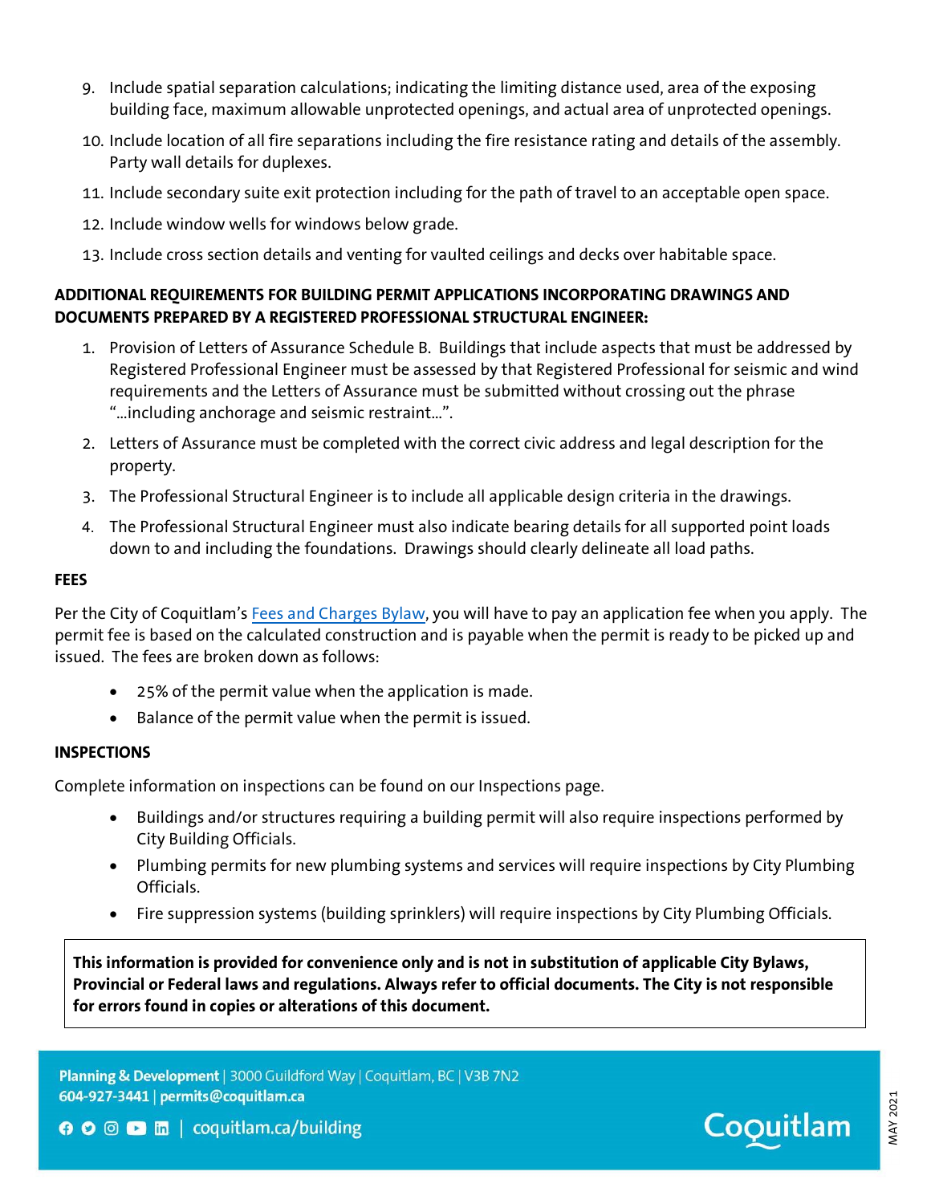9. Include spatial separation calculations; indicating the limiting distance used, area of the exposing building face, maximum allowable unprotected openings, and actual area of unprotected openings.
10. Include location of all fire separations including the fire resistance rating and details of the assembly. Party wall details for duplexes.
11. Include secondary suite exit protection including for the path of travel to an acceptable open space.
12. Include window wells for windows below grade.
13. Include cross section details and venting for vaulted ceilings and decks over habitable space.

**ADDITIONAL REQUIREMENTS FOR BUILDING PERMIT APPLICATIONS INCORPORATING DRAWINGS AND DOCUMENTS PREPARED BY A REGISTERED PROFESSIONAL STRUCTURAL ENGINEER:**

1. Provision of Letters of Assurance Schedule B. Buildings that include aspects that must be addressed by Registered Professional Engineer must be assessed by that Registered Professional for seismic and wind requirements and the Letters of Assurance must be submitted without crossing out the phrase "…including anchorage and seismic restraint…".
2. Letters of Assurance must be completed with the correct civic address and legal description for the property.
3. The Professional Structural Engineer is to include all applicable design criteria in the drawings.
4. The Professional Structural Engineer must also indicate bearing details for all supported point loads down to and including the foundations. Drawings should clearly delineate all load paths.

**FEES**

Per the City of Coquitlam's Fees and Charges Bylaw, you will have to pay an application fee when you apply. The permit fee is based on the calculated construction and is payable when the permit is ready to be picked up and issued. The fees are broken down as follows:

- 25% of the permit value when the application is made.
- Balance of the permit value when the permit is issued.

**INSPECTIONS**

Complete information on inspections can be found on our Inspections page.

- Buildings and/or structures requiring a building permit will also require inspections performed by City Building Officials.
- Plumbing permits for new plumbing systems and services will require inspections by City Plumbing Officials.
- Fire suppression systems (building sprinklers) will require inspections by City Plumbing Officials.

**This information is provided for convenience only and is not in substitution of applicable City Bylaws, Provincial or Federal laws and regulations. Always refer to official documents. The City is not responsible for errors found in copies or alterations of this document.**

**Planning & Development** | 3000 Guildford Way | Coquitlam, BC | V3B 7N2
**604-927-3441** | **permits@coquitlam.ca**

coquitlam.ca/building

Coquitlam

MAY 2021